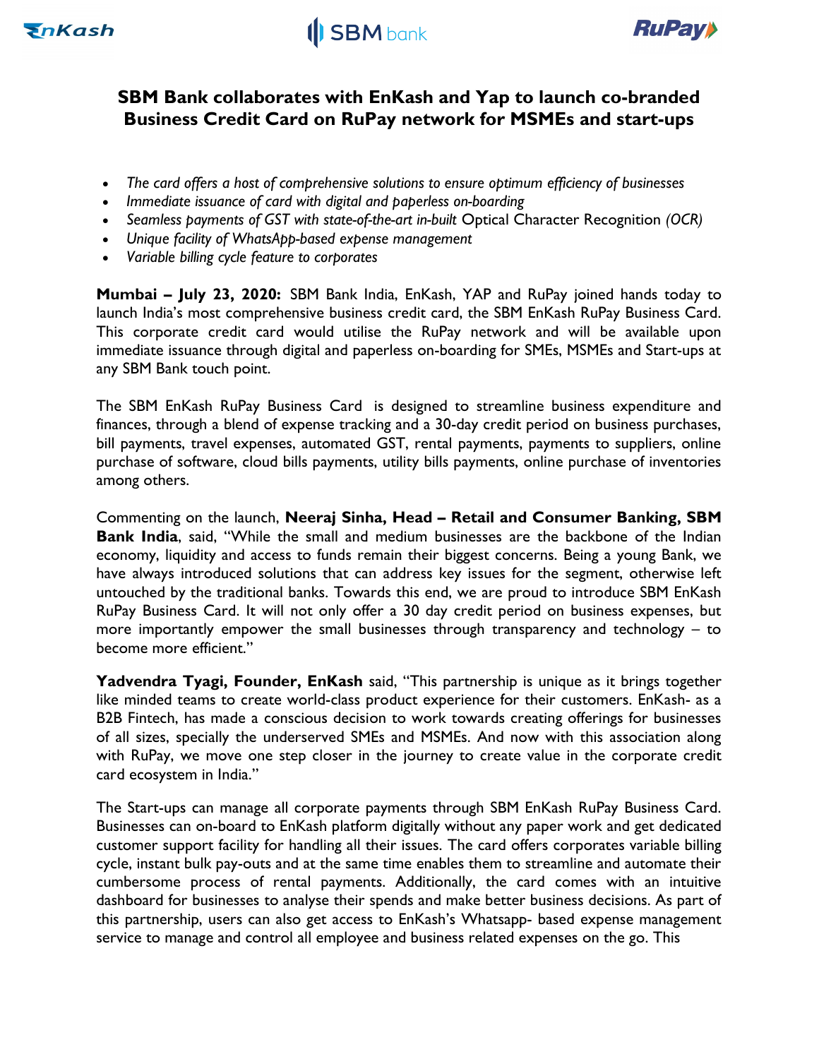# SBM Bank collaborates with EnKash and Yap to launch co-branded Business Credit Card on RuPay network for MSMEs and start-ups

- *The card offers a host of comprehensive solutions to ensure optimum efficiency of businesses*
- *Immediate issuance of card with digital and paperless on-boarding*
- *Seamless payments of GST with state-of-the-art in-built* Optical Character Recognition *(OCR)*
- *Unique facility of WhatsApp-based expense management*
- *Variable billing cycle feature to corporates*

**Mumbai – July 23, 2020:** SBM Bank India, EnKash, YAP and RuPay joined hands today to launch India's most comprehensive business credit card, the SBM EnKash RuPay Business Card. This corporate credit card would utilise the RuPay network and will be available upon immediate issuance through digital and paperless on-boarding for SMEs, MSMEs and Start-ups at any SBM Bank touch point.

The SBM EnKash RuPay Business Card is designed to streamline business expenditure and finances, through a blend of expense tracking and a 30-day credit period on business purchases, bill payments, travel expenses, automated GST, rental payments, payments to suppliers, online purchase of software, cloud bills payments, utility bills payments, online purchase of inventories among others.

Commenting on the launch, **Neeraj Sinha, Head – Retail and Consumer Banking, SBM Bank India**, said, "While the small and medium businesses are the backbone of the Indian economy, liquidity and access to funds remain their biggest concerns. Being a young Bank, we have always introduced solutions that can address key issues for the segment, otherwise left untouched by the traditional banks. Towards this end, we are proud to introduce SBM EnKash RuPay Business Card. It will not only offer a 30 day credit period on business expenses, but more importantly empower the small businesses through transparency and technology – to become more efficient."

**Yadvendra Tyagi, Founder, EnKash** said, "This partnership is unique as it brings together like minded teams to create world-class product experience for their customers. EnKash- as a B2B Fintech, has made a conscious decision to work towards creating offerings for businesses of all sizes, specially the underserved SMEs and MSMEs. And now with this association along with RuPay, we move one step closer in the journey to create value in the corporate credit card ecosystem in India."

The Start-ups can manage all corporate payments through SBM EnKash RuPay Business Card. Businesses can on-board to EnKash platform digitally without any paper work and get dedicated customer support facility for handling all their issues. The card offers corporates variable billing cycle, instant bulk pay-outs and at the same time enables them to streamline and automate their cumbersome process of rental payments. Additionally, the card comes with an intuitive dashboard for businesses to analyse their spends and make better business decisions. As part of this partnership, users can also get access to EnKash's Whatsapp- based expense management service to manage and control all employee and business related expenses on the go. This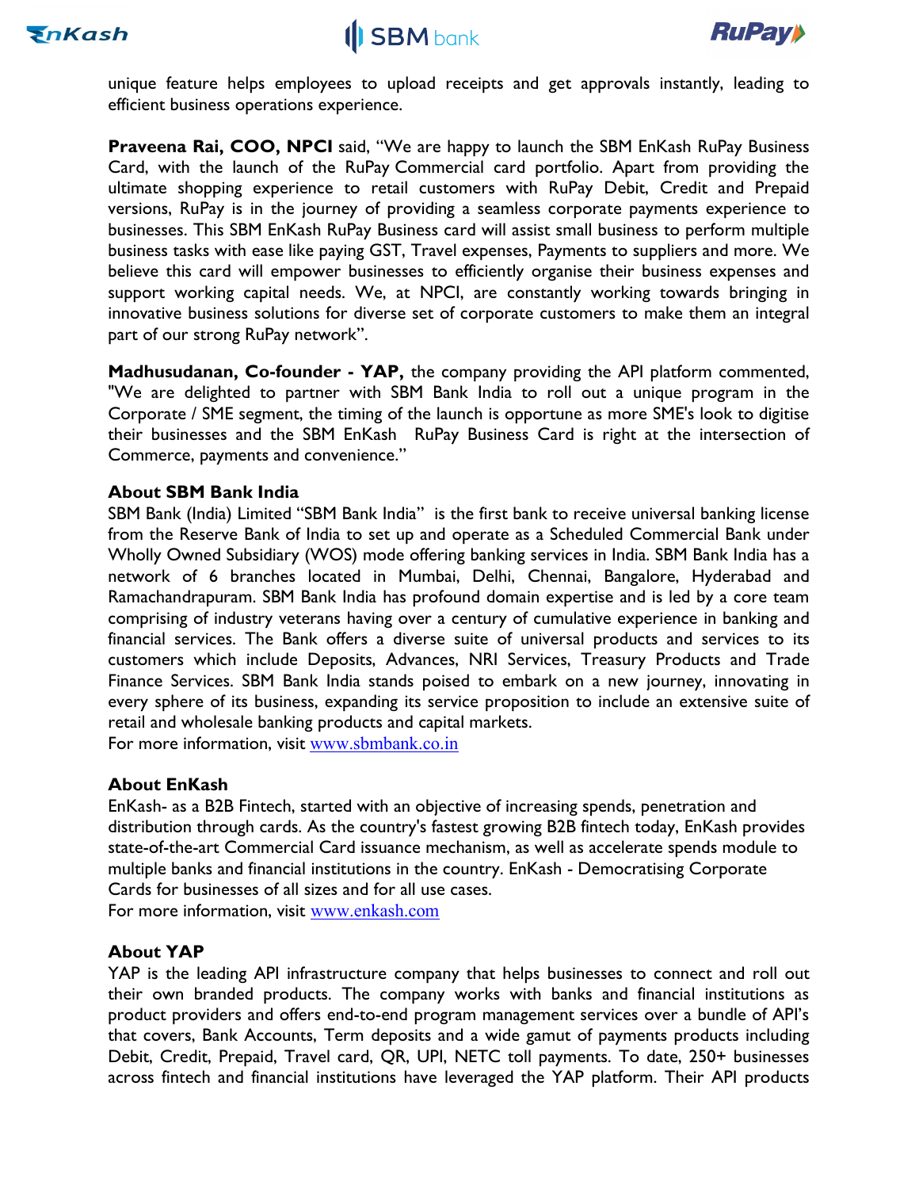unique feature helps employees to upload receipts and get approvals instantly, leading to efficient business operations experience.

**Praveena Rai, COO, NPCI** said, "We are happy to launch the SBM EnKash RuPay Business Card, with the launch of the RuPay Commercial card portfolio. Apart from providing the ultimate shopping experience to retail customers with RuPay Debit, Credit and Prepaid versions, RuPay is in the journey of providing a seamless corporate payments experience to businesses. This SBM EnKash RuPay Business card will assist small business to perform multiple business tasks with ease like paying GST, Travel expenses, Payments to suppliers and more. We believe this card will empower businesses to efficiently organise their business expenses and support working capital needs. We, at NPCI, are constantly working towards bringing in innovative business solutions for diverse set of corporate customers to make them an integral part of our strong RuPay network".

**Madhusudanan, Co-founder - YAP,** the company providing the API platform commented, "We are delighted to partner with SBM Bank India to roll out a unique program in the Corporate / SME segment, the timing of the launch is opportune as more SME's look to digitise their businesses and the SBM EnKash RuPay Business Card is right at the intersection of Commerce, payments and convenience."

**About SBM Bank India**

SBM Bank (India) Limited "SBM Bank India" is the first bank to receive universal banking license from the Reserve Bank of India to set up and operate as a Scheduled Commercial Bank under Wholly Owned Subsidiary (WOS) mode offering banking services in India. SBM Bank India has a network of 6 branches located in Mumbai, Delhi, Chennai, Bangalore, Hyderabad and Ramachandrapuram. SBM Bank India has profound domain expertise and is led by a core team comprising of industry veterans having over a century of cumulative experience in banking and financial services. The Bank offers a diverse suite of universal products and services to its customers which include Deposits, Advances, NRI Services, Treasury Products and Trade Finance Services. SBM Bank India stands poised to embark on a new journey, innovating in every sphere of its business, expanding its service proposition to include an extensive suite of retail and wholesale banking products and capital markets.
For more information, visit www.sbmbank.co.in

**About EnKash**

EnKash- as a B2B Fintech, started with an objective of increasing spends, penetration and distribution through cards. As the country's fastest growing B2B fintech today, EnKash provides state-of-the-art Commercial Card issuance mechanism, as well as accelerate spends module to multiple banks and financial institutions in the country. EnKash - Democratising Corporate Cards for businesses of all sizes and for all use cases.
For more information, visit www.enkash.com

**About YAP**

YAP is the leading API infrastructure company that helps businesses to connect and roll out their own branded products. The company works with banks and financial institutions as product providers and offers end-to-end program management services over a bundle of API's that covers, Bank Accounts, Term deposits and a wide gamut of payments products including Debit, Credit, Prepaid, Travel card, QR, UPI, NETC toll payments. To date, 250+ businesses across fintech and financial institutions have leveraged the YAP platform. Their API products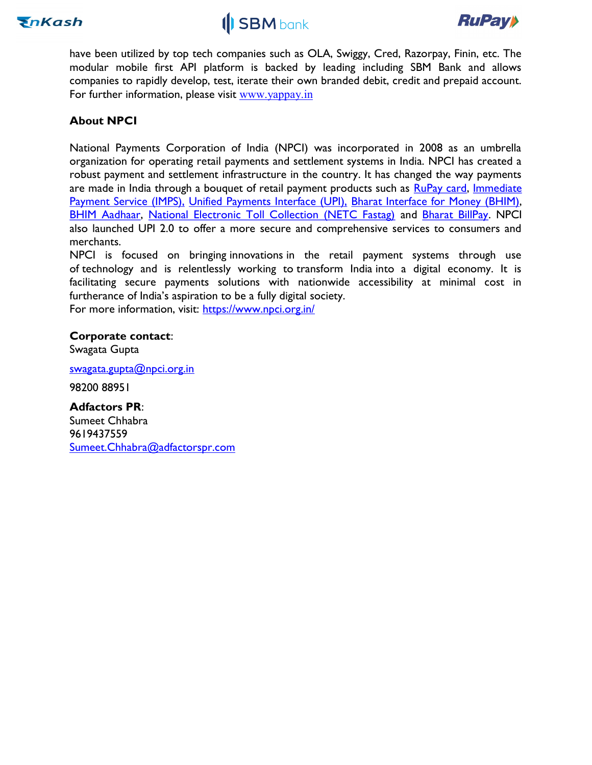have been utilized by top tech companies such as OLA, Swiggy, Cred, Razorpay, Finin, etc. The modular mobile first API platform is backed by leading including SBM Bank and allows companies to rapidly develop, test, iterate their own branded debit, credit and prepaid account. For further information, please visit [www.yappay.in](http://www.yappay.in)

**About NPCI**

National Payments Corporation of India (NPCI) was incorporated in 2008 as an umbrella organization for operating retail payments and settlement systems in India. NPCI has created a robust payment and settlement infrastructure in the country. It has changed the way payments are made in India through a bouquet of retail payment products such as RuPay card, Immediate Payment Service (IMPS), Unified Payments Interface (UPI), Bharat Interface for Money (BHIM), BHIM Aadhaar, National Electronic Toll Collection (NETC Fastag) and Bharat BillPay. NPCI also launched UPI 2.0 to offer a more secure and comprehensive services to consumers and merchants.

NPCI is focused on bringing innovations in the retail payment systems through use of technology and is relentlessly working to transform India into a digital economy. It is facilitating secure payments solutions with nationwide accessibility at minimal cost in furtherance of India's aspiration to be a fully digital society.

For more information, visit: [https://www.npci.org.in/](https://www.npci.org.in/)

**Corporate contact**:
Swagata Gupta

swagata.gupta@npci.org.in

98200 88951

**Adfactors PR**:
Sumeet Chhabra
9619437559
Sumeet.Chhabra@adfactorspr.com